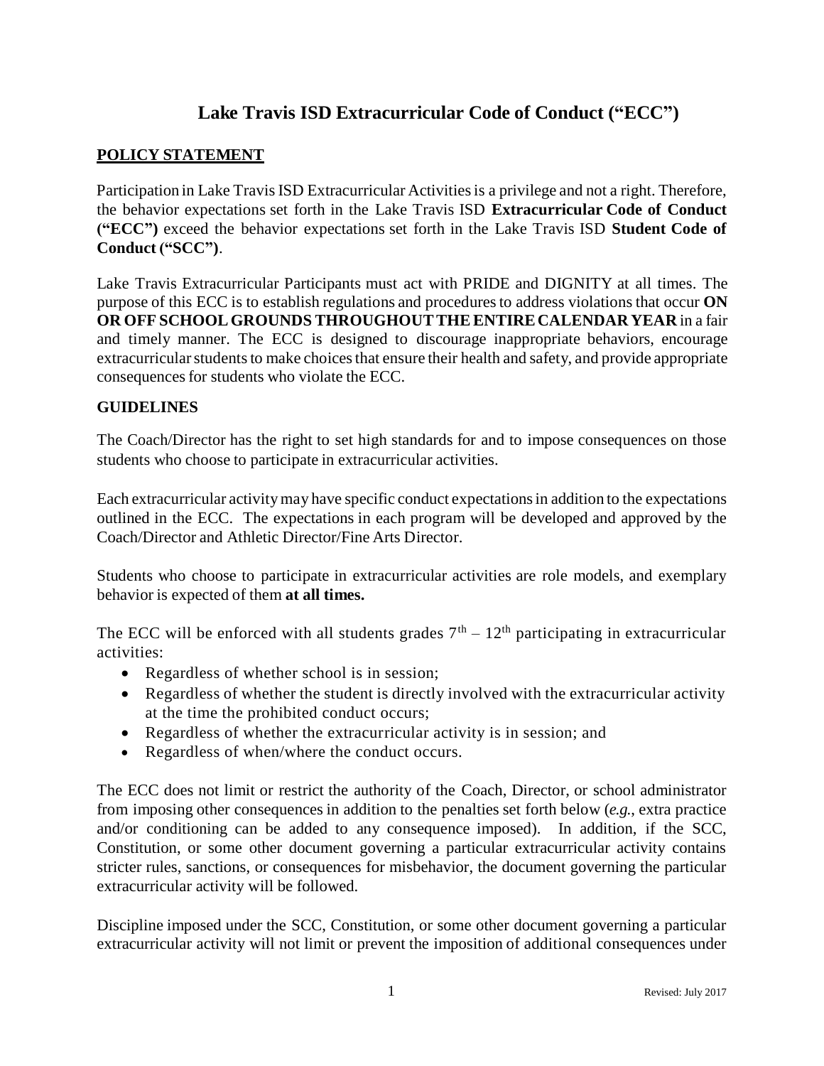# Lake Travis ISD Extracurricular Code of Conduct ("ECC")

## POLICY STATEMENT

Participation in Lake Travis ISD Extracurricular Activities is a privilege and not a right. Therefore, the behavior expectations set forth in the Lake Travis ISD **Extracurricular Code of Conduct ("ECC")** exceed the behavior expectations set forth in the Lake Travis ISD **Student Code of Conduct ("SCC")**.

Lake Travis Extracurricular Participants must act with PRIDE and DIGNITY at all times. The purpose of this ECC is to establish regulations and procedures to address violations that occur **ON OR OFF SCHOOL GROUNDS THROUGHOUT THE ENTIRE CALENDAR YEAR** in a fair and timely manner. The ECC is designed to discourage inappropriate behaviors, encourage extracurricular students to make choices that ensure their health and safety, and provide appropriate consequences for students who violate the ECC.

## GUIDELINES

The Coach/Director has the right to set high standards for and to impose consequences on those students who choose to participate in extracurricular activities.

Each extracurricular activity may have specific conduct expectations in addition to the expectations outlined in the ECC. The expectations in each program will be developed and approved by the Coach/Director and Athletic Director/Fine Arts Director.

Students who choose to participate in extracurricular activities are role models, and exemplary behavior is expected of them **at all times.**

The ECC will be enforced with all students grades 7th – 12th participating in extracurricular activities:

- Regardless of whether school is in session;
- Regardless of whether the student is directly involved with the extracurricular activity at the time the prohibited conduct occurs;
- Regardless of whether the extracurricular activity is in session; and
- Regardless of when/where the conduct occurs.

The ECC does not limit or restrict the authority of the Coach, Director, or school administrator from imposing other consequences in addition to the penalties set forth below (*e.g.*, extra practice and/or conditioning can be added to any consequence imposed). In addition, if the SCC, Constitution, or some other document governing a particular extracurricular activity contains stricter rules, sanctions, or consequences for misbehavior, the document governing the particular extracurricular activity will be followed.

Discipline imposed under the SCC, Constitution, or some other document governing a particular extracurricular activity will not limit or prevent the imposition of additional consequences under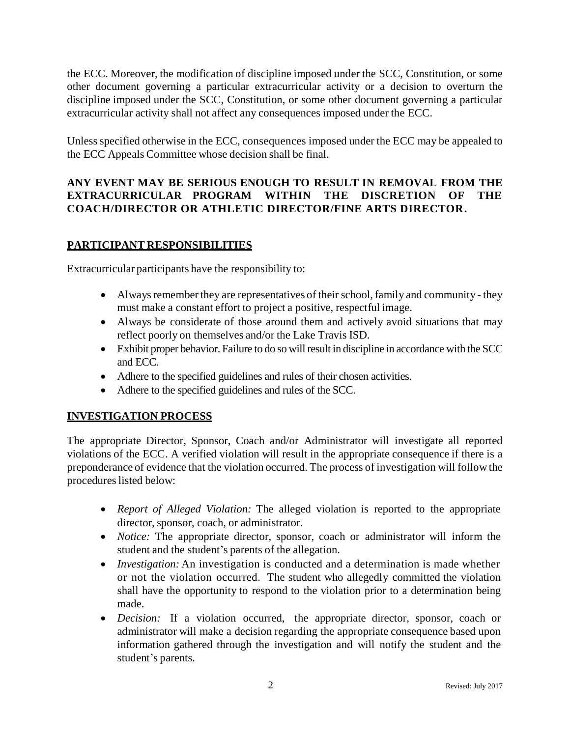the ECC. Moreover, the modification of discipline imposed under the SCC, Constitution, or some other document governing a particular extracurricular activity or a decision to overturn the discipline imposed under the SCC, Constitution, or some other document governing a particular extracurricular activity shall not affect any consequences imposed under the ECC.

Unless specified otherwise in the ECC, consequences imposed under the ECC may be appealed to the ECC Appeals Committee whose decision shall be final.

**ANY EVENT MAY BE SERIOUS ENOUGH TO RESULT IN REMOVAL FROM THE EXTRACURRICULAR PROGRAM WITHIN THE DISCRETION OF THE COACH/DIRECTOR OR ATHLETIC DIRECTOR/FINE ARTS DIRECTOR.**

## PARTICIPANT RESPONSIBILITIES

Extracurricular participants have the responsibility to:

- Always remember they are representatives of their school, family and community - they must make a constant effort to project a positive, respectful image.
- Always be considerate of those around them and actively avoid situations that may reflect poorly on themselves and/or the Lake Travis ISD.
- Exhibit proper behavior. Failure to do so will result in discipline in accordance with the SCC and ECC.
- Adhere to the specified guidelines and rules of their chosen activities.
- Adhere to the specified guidelines and rules of the SCC.

## INVESTIGATION PROCESS

The appropriate Director, Sponsor, Coach and/or Administrator will investigate all reported violations of the ECC. A verified violation will result in the appropriate consequence if there is a preponderance of evidence that the violation occurred. The process of investigation will follow the procedures listed below:

- *Report of Alleged Violation:* The alleged violation is reported to the appropriate director, sponsor, coach, or administrator.
- *Notice:* The appropriate director, sponsor, coach or administrator will inform the student and the student's parents of the allegation.
- *Investigation:* An investigation is conducted and a determination is made whether or not the violation occurred. The student who allegedly committed the violation shall have the opportunity to respond to the violation prior to a determination being made.
- *Decision:* If a violation occurred, the appropriate director, sponsor, coach or administrator will make a decision regarding the appropriate consequence based upon information gathered through the investigation and will notify the student and the student's parents.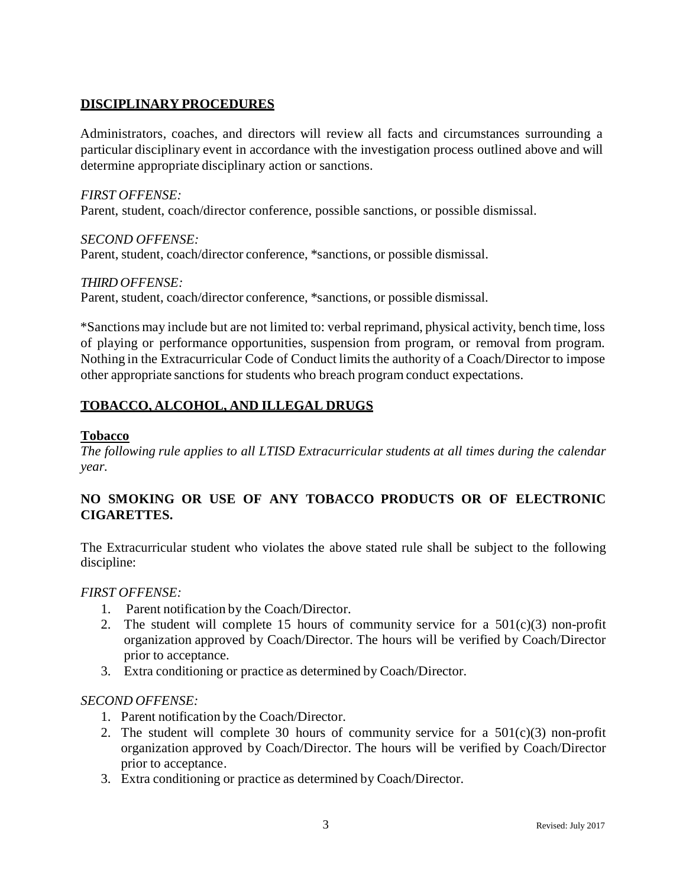## DISCIPLINARY PROCEDURES

Administrators, coaches, and directors will review all facts and circumstances surrounding a particular disciplinary event in accordance with the investigation process outlined above and will determine appropriate disciplinary action or sanctions.

*FIRST OFFENSE:*
Parent, student, coach/director conference, possible sanctions, or possible dismissal.

*SECOND OFFENSE:*
Parent, student, coach/director conference, *sanctions, or possible dismissal.

*THIRD OFFENSE:*
Parent, student, coach/director conference, *sanctions, or possible dismissal.

*Sanctions may include but are not limited to: verbal reprimand, physical activity, bench time, loss of playing or performance opportunities, suspension from program, or removal from program. Nothing in the Extracurricular Code of Conduct limits the authority of a Coach/Director to impose other appropriate sanctions for students who breach program conduct expectations.

## TOBACCO, ALCOHOL, AND ILLEGAL DRUGS

### Tobacco

*The following rule applies to all LTISD Extracurricular students at all times during the calendar year.*

**NO SMOKING OR USE OF ANY TOBACCO PRODUCTS OR OF ELECTRONIC CIGARETTES.**

The Extracurricular student who violates the above stated rule shall be subject to the following discipline:

*FIRST OFFENSE:*

1. Parent notification by the Coach/Director.
2. The student will complete 15 hours of community service for a 501(c)(3) non-profit organization approved by Coach/Director. The hours will be verified by Coach/Director prior to acceptance.
3. Extra conditioning or practice as determined by Coach/Director.

*SECOND OFFENSE:*

1. Parent notification by the Coach/Director.
2. The student will complete 30 hours of community service for a 501(c)(3) non-profit organization approved by Coach/Director. The hours will be verified by Coach/Director prior to acceptance.
3. Extra conditioning or practice as determined by Coach/Director.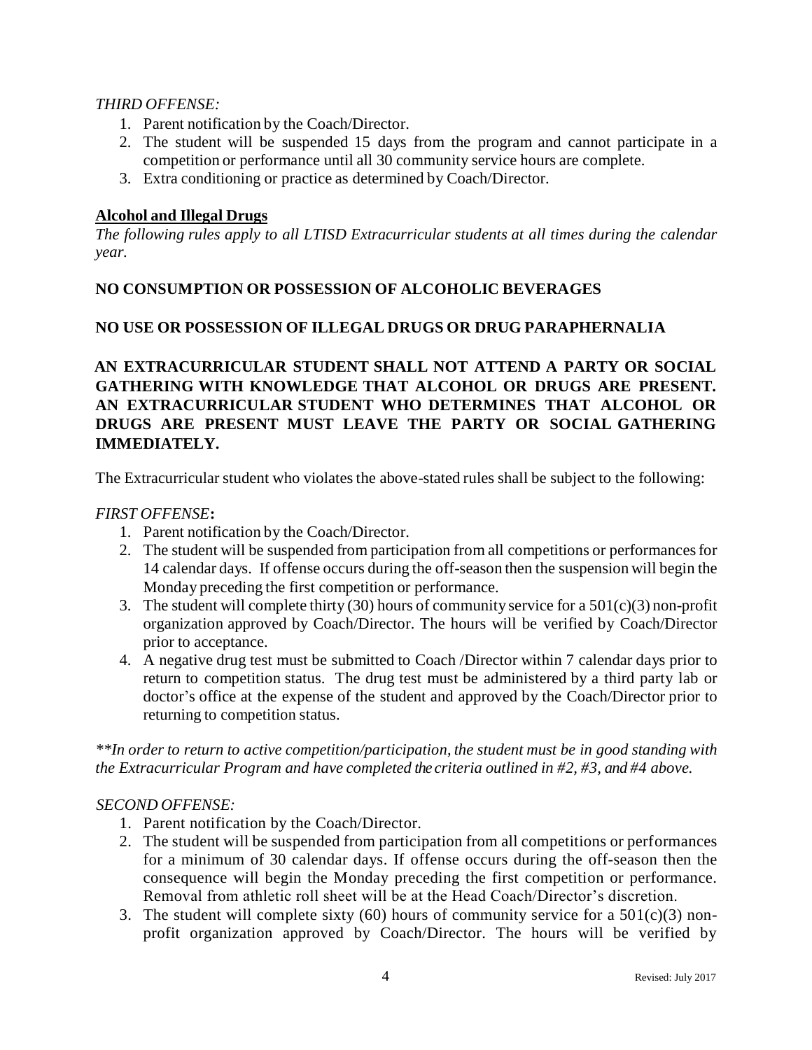*THIRD OFFENSE:*

1. Parent notification by the Coach/Director.
2. The student will be suspended 15 days from the program and cannot participate in a competition or performance until all 30 community service hours are complete.
3. Extra conditioning or practice as determined by Coach/Director.

**Alcohol and Illegal Drugs**

*The following rules apply to all LTISD Extracurricular students at all times during the calendar year.*

**NO CONSUMPTION OR POSSESSION OF ALCOHOLIC BEVERAGES**

**NO USE OR POSSESSION OF ILLEGAL DRUGS OR DRUG PARAPHERNALIA**

**AN EXTRACURRICULAR STUDENT SHALL NOT ATTEND A PARTY OR SOCIAL GATHERING WITH KNOWLEDGE THAT ALCOHOL OR DRUGS ARE PRESENT. AN EXTRACURRICULAR STUDENT WHO DETERMINES THAT ALCOHOL OR DRUGS ARE PRESENT MUST LEAVE THE PARTY OR SOCIAL GATHERING IMMEDIATELY.**

The Extracurricular student who violates the above-stated rules shall be subject to the following:

*FIRST OFFENSE***:**

1. Parent notification by the Coach/Director.
2. The student will be suspended from participation from all competitions or performances for 14 calendar days. If offense occurs during the off-season then the suspension will begin the Monday preceding the first competition or performance.
3. The student will complete thirty (30) hours of community service for a 501(c)(3) non-profit organization approved by Coach/Director. The hours will be verified by Coach/Director prior to acceptance.
4. A negative drug test must be submitted to Coach /Director within 7 calendar days prior to return to competition status. The drug test must be administered by a third party lab or doctor's office at the expense of the student and approved by the Coach/Director prior to returning to competition status.

*\*\*In order to return to active competition/participation, the student must be in good standing with the Extracurricular Program and have completed the criteria outlined in #2, #3, and #4 above.*

*SECOND OFFENSE:*

1. Parent notification by the Coach/Director.
2. The student will be suspended from participation from all competitions or performances for a minimum of 30 calendar days. If offense occurs during the off-season then the consequence will begin the Monday preceding the first competition or performance. Removal from athletic roll sheet will be at the Head Coach/Director's discretion.
3. The student will complete sixty (60) hours of community service for a 501(c)(3) non-profit organization approved by Coach/Director. The hours will be verified by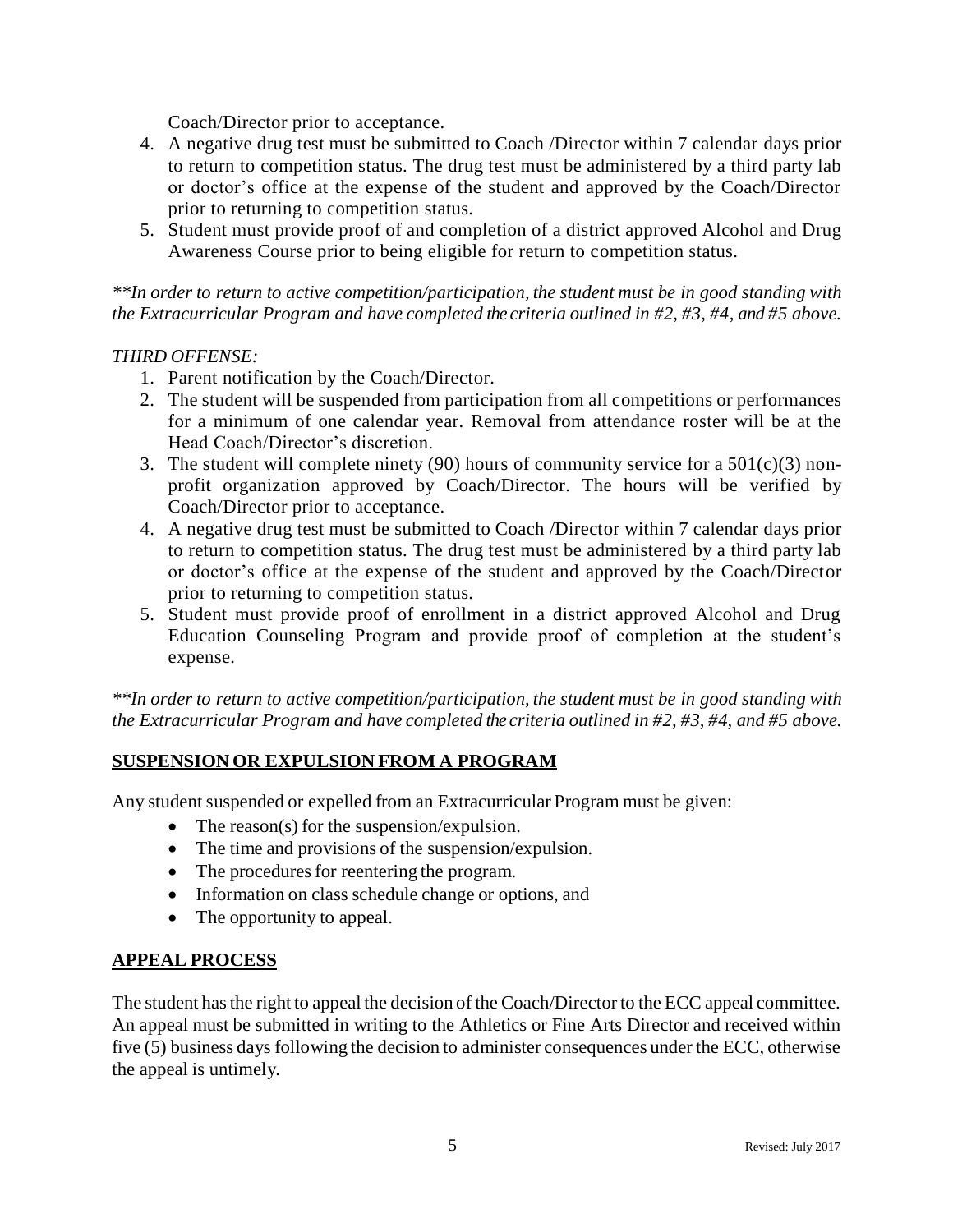Coach/Director prior to acceptance.

4. A negative drug test must be submitted to Coach /Director within 7 calendar days prior to return to competition status. The drug test must be administered by a third party lab or doctor's office at the expense of the student and approved by the Coach/Director prior to returning to competition status.
5. Student must provide proof of and completion of a district approved Alcohol and Drug Awareness Course prior to being eligible for return to competition status.

*\*\*In order to return to active competition/participation, the student must be in good standing with the Extracurricular Program and have completed the criteria outlined in #2, #3, #4, and #5 above.*

*THIRD OFFENSE:*

1. Parent notification by the Coach/Director.
2. The student will be suspended from participation from all competitions or performances for a minimum of one calendar year. Removal from attendance roster will be at the Head Coach/Director's discretion.
3. The student will complete ninety (90) hours of community service for a 501(c)(3) non-profit organization approved by Coach/Director. The hours will be verified by Coach/Director prior to acceptance.
4. A negative drug test must be submitted to Coach /Director within 7 calendar days prior to return to competition status. The drug test must be administered by a third party lab or doctor's office at the expense of the student and approved by the Coach/Director prior to returning to competition status.
5. Student must provide proof of enrollment in a district approved Alcohol and Drug Education Counseling Program and provide proof of completion at the student's expense.

*\*\*In order to return to active competition/participation, the student must be in good standing with the Extracurricular Program and have completed the criteria outlined in #2, #3, #4, and #5 above.*

## SUSPENSION OR EXPULSION FROM A PROGRAM

Any student suspended or expelled from an Extracurricular Program must be given:

- The reason(s) for the suspension/expulsion.
- The time and provisions of the suspension/expulsion.
- The procedures for reentering the program.
- Information on class schedule change or options, and
- The opportunity to appeal.

## APPEAL PROCESS

The student has the right to appeal the decision of the Coach/Director to the ECC appeal committee. An appeal must be submitted in writing to the Athletics or Fine Arts Director and received within five (5) business days following the decision to administer consequences under the ECC, otherwise the appeal is untimely.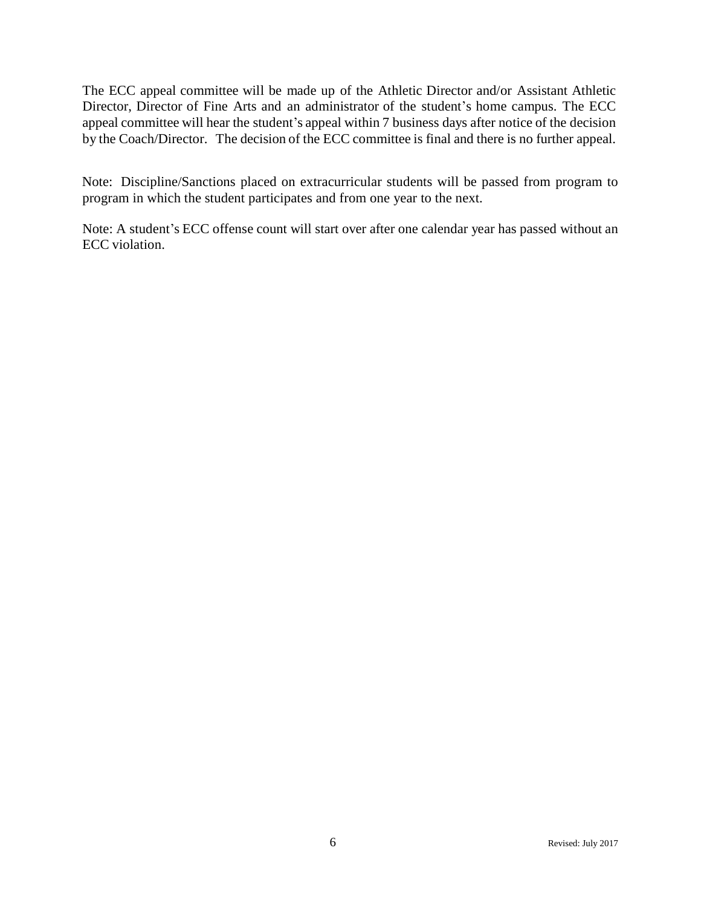The ECC appeal committee will be made up of the Athletic Director and/or Assistant Athletic Director, Director of Fine Arts and an administrator of the student's home campus. The ECC appeal committee will hear the student's appeal within 7 business days after notice of the decision by the Coach/Director. The decision of the ECC committee is final and there is no further appeal.

Note: Discipline/Sanctions placed on extracurricular students will be passed from program to program in which the student participates and from one year to the next.

Note: A student's ECC offense count will start over after one calendar year has passed without an ECC violation.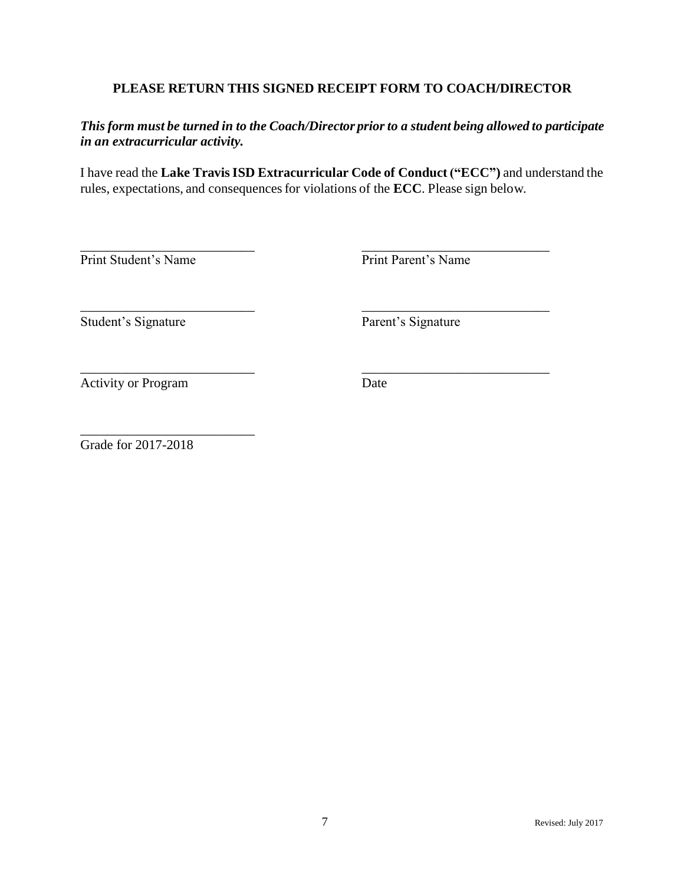**PLEASE RETURN THIS SIGNED RECEIPT FORM TO COACH/DIRECTOR**

***This form must be turned in to the Coach/Director prior to a student being allowed to participate in an extracurricular activity.***

I have read the **Lake Travis ISD Extracurricular Code of Conduct ("ECC")** and understand the rules, expectations, and consequences for violations of the **ECC**. Please sign below.

| | |
|---|---|
| ___________________________ | ___________________________ |
| Print Student's Name | Print Parent's Name |
| ___________________________ | ___________________________ |
| Student's Signature | Parent's Signature |
| ___________________________ | ___________________________ |
| Activity or Program | Date |
| ___________________________ | |
| Grade for 2017-2018 | |

Revised: July 2017